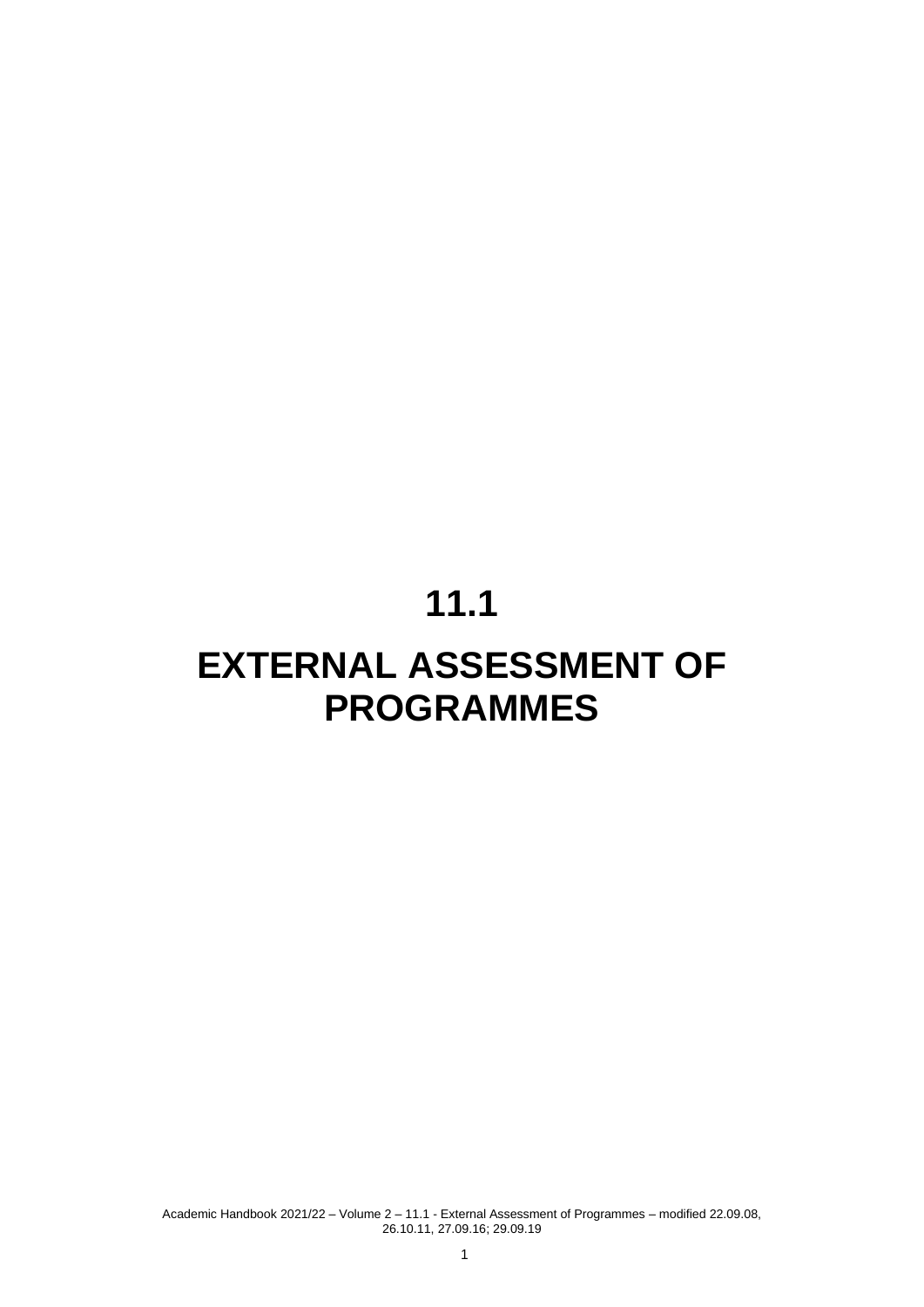# 11.1

# EXTERNAL ASSESSMENT OF PROGRAMMES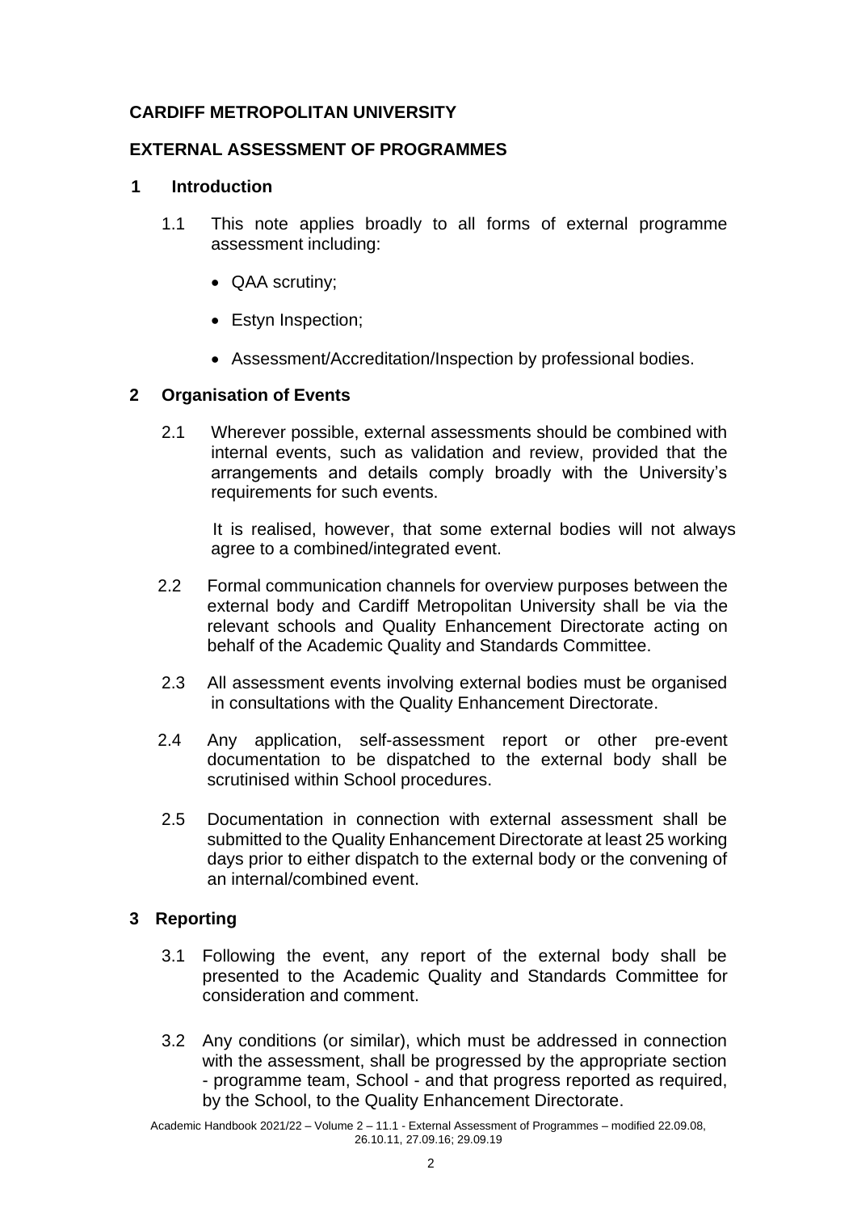**CARDIFF METROPOLITAN UNIVERSITY**

**EXTERNAL ASSESSMENT OF PROGRAMMES**

## 1 Introduction

1.1 This note applies broadly to all forms of external programme assessment including:

- QAA scrutiny;
- Estyn Inspection;
- Assessment/Accreditation/Inspection by professional bodies.

## 2 Organisation of Events

2.1 Wherever possible, external assessments should be combined with internal events, such as validation and review, provided that the arrangements and details comply broadly with the University's requirements for such events.

It is realised, however, that some external bodies will not always agree to a combined/integrated event.

2.2 Formal communication channels for overview purposes between the external body and Cardiff Metropolitan University shall be via the relevant schools and Quality Enhancement Directorate acting on behalf of the Academic Quality and Standards Committee.

2.3 All assessment events involving external bodies must be organised in consultations with the Quality Enhancement Directorate.

2.4 Any application, self-assessment report or other pre-event documentation to be dispatched to the external body shall be scrutinised within School procedures.

2.5 Documentation in connection with external assessment shall be submitted to the Quality Enhancement Directorate at least 25 working days prior to either dispatch to the external body or the convening of an internal/combined event.

## 3 Reporting

3.1 Following the event, any report of the external body shall be presented to the Academic Quality and Standards Committee for consideration and comment.

3.2 Any conditions (or similar), which must be addressed in connection with the assessment, shall be progressed by the appropriate section - programme team, School - and that progress reported as required, by the School, to the Quality Enhancement Directorate.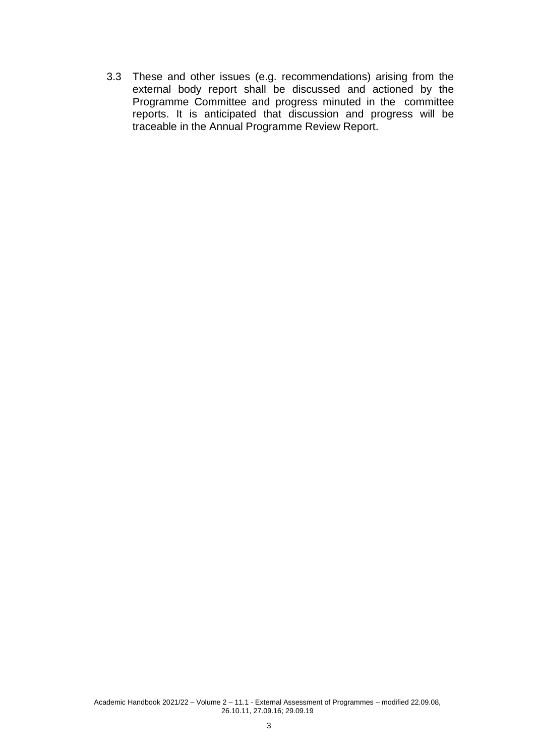3.3 These and other issues (e.g. recommendations) arising from the external body report shall be discussed and actioned by the Programme Committee and progress minuted in the committee reports. It is anticipated that discussion and progress will be traceable in the Annual Programme Review Report.